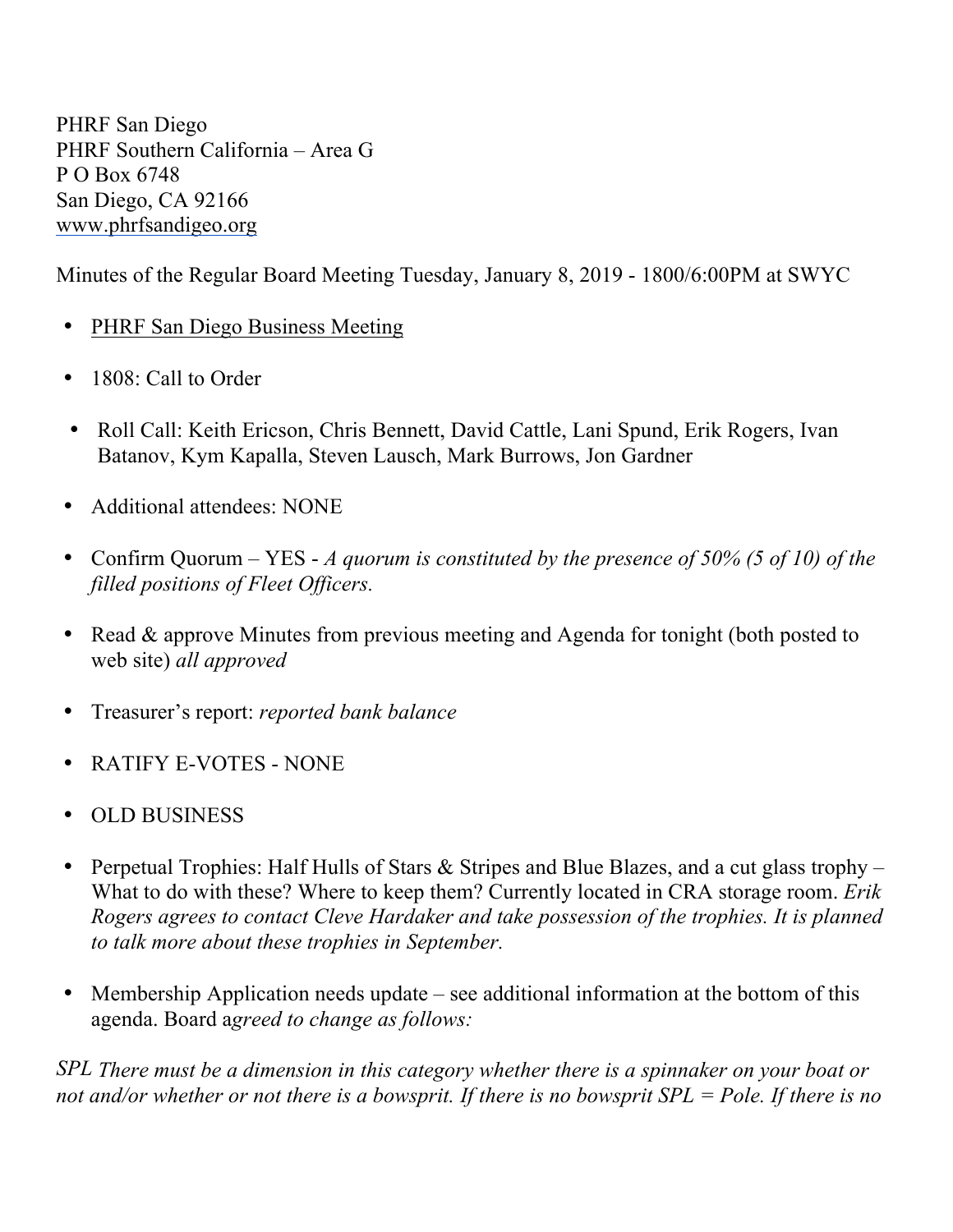PHRF San Diego
PHRF Southern California – Area G
P O Box 6748
San Diego, CA 92166
www.phrfsandigeo.org

Minutes of the Regular Board Meeting Tuesday, January 8, 2019 - 1800/6:00PM at SWYC

- PHRF San Diego Business Meeting
- 1808: Call to Order
- Roll Call: Keith Ericson, Chris Bennett, David Cattle, Lani Spund, Erik Rogers, Ivan Batanov, Kym Kapalla, Steven Lausch, Mark Burrows, Jon Gardner
- Additional attendees: NONE
- Confirm Quorum – YES - *A quorum is constituted by the presence of 50% (5 of 10) of the filled positions of Fleet Officers.*
- Read & approve Minutes from previous meeting and Agenda for tonight (both posted to web site) *all approved*
- Treasurer's report: *reported bank balance*
- RATIFY E-VOTES - NONE
- OLD BUSINESS
- Perpetual Trophies: Half Hulls of Stars & Stripes and Blue Blazes, and a cut glass trophy – What to do with these? Where to keep them? Currently located in CRA storage room. *Erik Rogers agrees to contact Cleve Hardaker and take possession of the trophies. It is planned to talk more about these trophies in September.*
- Membership Application needs update – see additional information at the bottom of this agenda. Board a*greed to change as follows:*

*SPL There must be a dimension in this category whether there is a spinnaker on your boat or not and/or whether or not there is a bowsprit. If there is no bowsprit SPL = Pole. If there is no*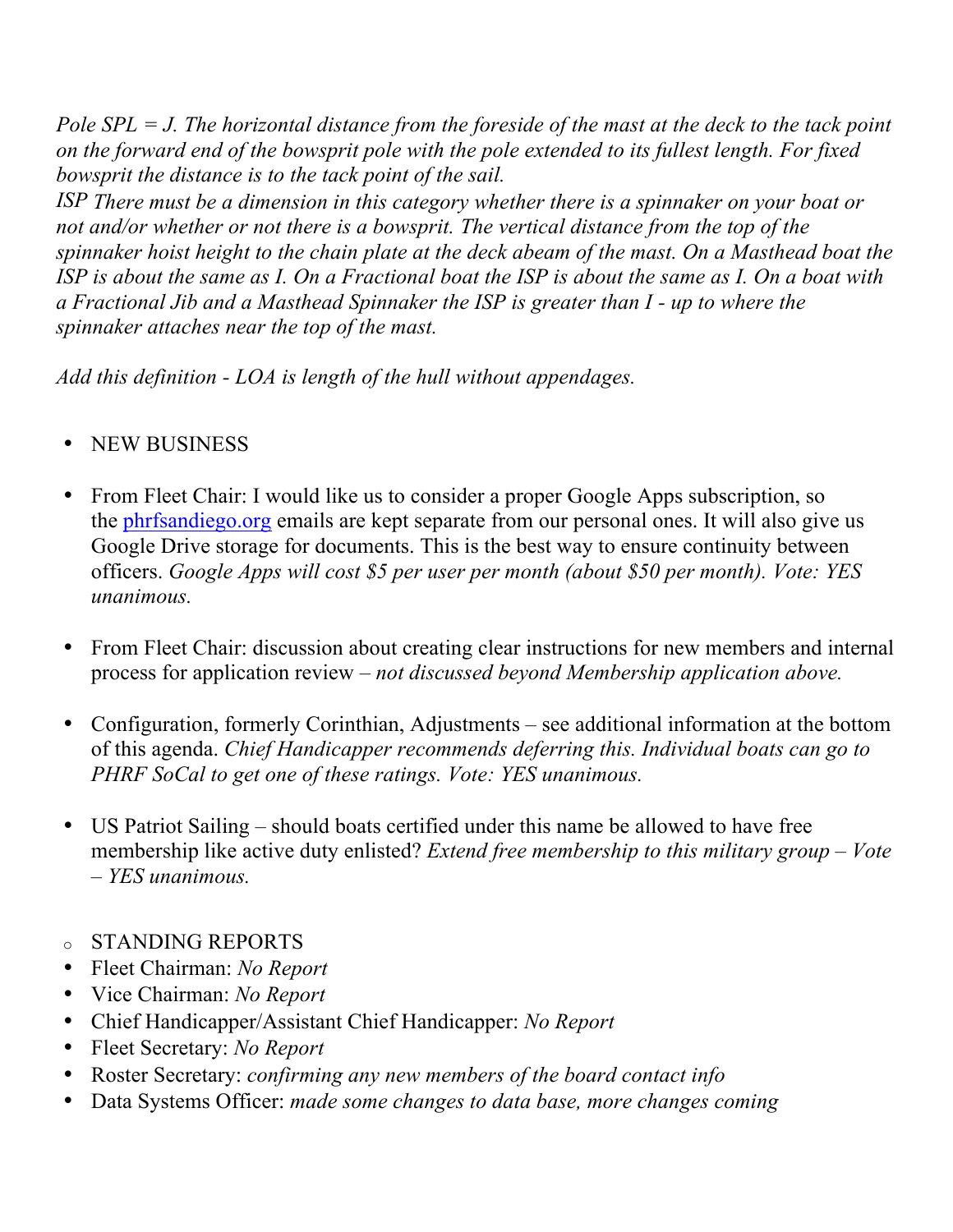*Pole SPL = J. The horizontal distance from the foreside of the mast at the deck to the tack point on the forward end of the bowsprit pole with the pole extended to its fullest length. For fixed bowsprit the distance is to the tack point of the sail.*

*ISP There must be a dimension in this category whether there is a spinnaker on your boat or not and/or whether or not there is a bowsprit. The vertical distance from the top of the spinnaker hoist height to the chain plate at the deck abeam of the mast. On a Masthead boat the ISP is about the same as I. On a Fractional boat the ISP is about the same as I. On a boat with a Fractional Jib and a Masthead Spinnaker the ISP is greater than I - up to where the spinnaker attaches near the top of the mast.*

*Add this definition - LOA is length of the hull without appendages.*

- NEW BUSINESS

- From Fleet Chair: I would like us to consider a proper Google Apps subscription, so the [phrfsandiego.org](phrfsandiego.org) emails are kept separate from our personal ones. It will also give us Google Drive storage for documents. This is the best way to ensure continuity between officers. *Google Apps will cost $5 per user per month (about $50 per month). Vote: YES unanimous.*

- From Fleet Chair: discussion about creating clear instructions for new members and internal process for application review – *not discussed beyond Membership application above.*

- Configuration, formerly Corinthian, Adjustments – see additional information at the bottom of this agenda. *Chief Handicapper recommends deferring this. Individual boats can go to PHRF SoCal to get one of these ratings. Vote: YES unanimous.*

- US Patriot Sailing – should boats certified under this name be allowed to have free membership like active duty enlisted? *Extend free membership to this military group – Vote – YES unanimous.*

- STANDING REPORTS
- Fleet Chairman: *No Report*
- Vice Chairman: *No Report*
- Chief Handicapper/Assistant Chief Handicapper: *No Report*
- Fleet Secretary: *No Report*
- Roster Secretary: *confirming any new members of the board contact info*
- Data Systems Officer: *made some changes to data base, more changes coming*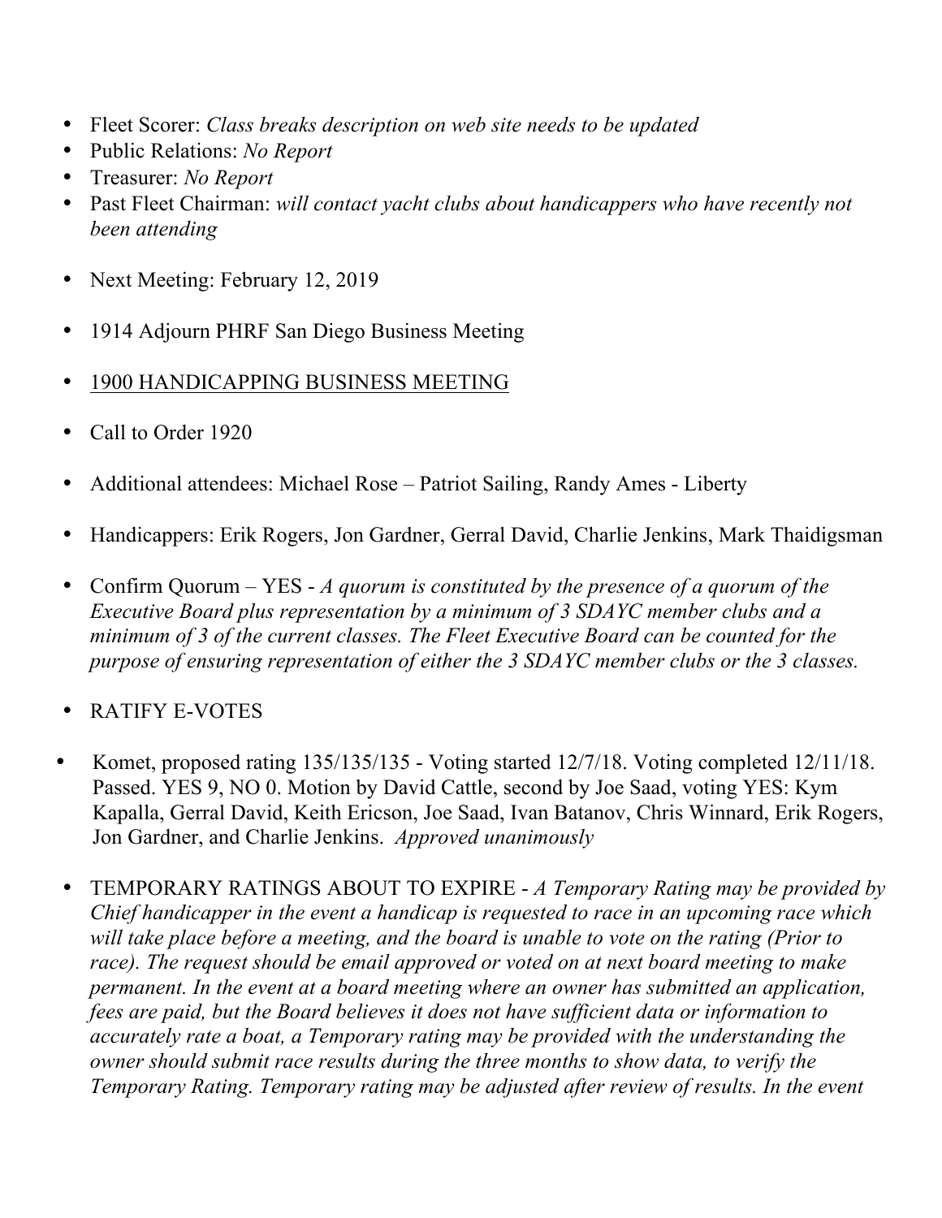- Fleet Scorer: *Class breaks description on web site needs to be updated*
- Public Relations: *No Report*
- Treasurer: *No Report*
- Past Fleet Chairman: *will contact yacht clubs about handicappers who have recently not been attending*

- Next Meeting: February 12, 2019

- 1914 Adjourn PHRF San Diego Business Meeting

- <u>1900 HANDICAPPING BUSINESS MEETING</u>

- Call to Order 1920

- Additional attendees: Michael Rose – Patriot Sailing, Randy Ames - Liberty

- Handicappers: Erik Rogers, Jon Gardner, Gerral David, Charlie Jenkins, Mark Thaidigsman

- Confirm Quorum – YES - *A quorum is constituted by the presence of a quorum of the Executive Board plus representation by a minimum of 3 SDAYC member clubs and a minimum of 3 of the current classes. The Fleet Executive Board can be counted for the purpose of ensuring representation of either the 3 SDAYC member clubs or the 3 classes.*

- RATIFY E-VOTES

- Komet, proposed rating 135/135/135 - Voting started 12/7/18. Voting completed 12/11/18. Passed. YES 9, NO 0. Motion by David Cattle, second by Joe Saad, voting YES: Kym Kapalla, Gerral David, Keith Ericson, Joe Saad, Ivan Batanov, Chris Winnard, Erik Rogers, Jon Gardner, and Charlie Jenkins. *Approved unanimously*

- TEMPORARY RATINGS ABOUT TO EXPIRE - *A Temporary Rating may be provided by Chief handicapper in the event a handicap is requested to race in an upcoming race which will take place before a meeting, and the board is unable to vote on the rating (Prior to race). The request should be email approved or voted on at next board meeting to make permanent. In the event at a board meeting where an owner has submitted an application, fees are paid, but the Board believes it does not have sufficient data or information to accurately rate a boat, a Temporary rating may be provided with the understanding the owner should submit race results during the three months to show data, to verify the Temporary Rating. Temporary rating may be adjusted after review of results. In the event*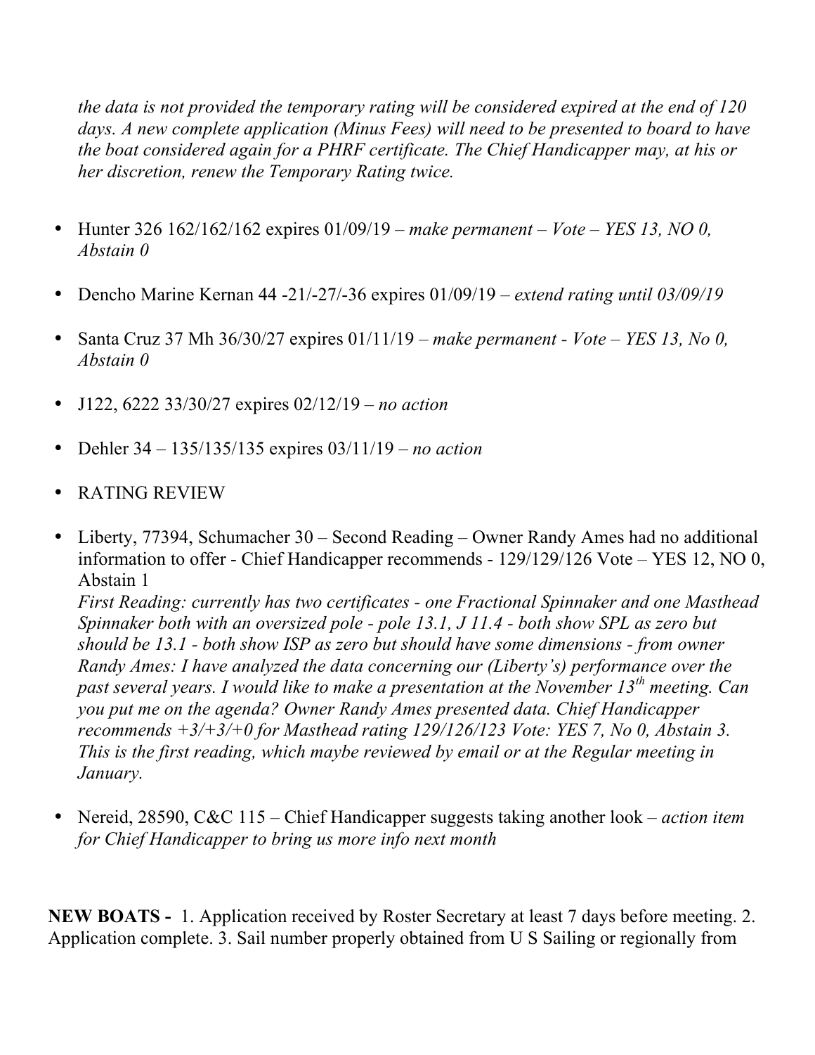*the data is not provided the temporary rating will be considered expired at the end of 120 days. A new complete application (Minus Fees) will need to be presented to board to have the boat considered again for a PHRF certificate. The Chief Handicapper may, at his or her discretion, renew the Temporary Rating twice.*

- Hunter 326 162/162/162 expires 01/09/19 – *make permanent – Vote – YES 13, NO 0, Abstain 0*
- Dencho Marine Kernan 44 -21/-27/-36 expires 01/09/19 – *extend rating until 03/09/19*
- Santa Cruz 37 Mh 36/30/27 expires 01/11/19 – *make permanent - Vote – YES 13, No 0, Abstain 0*
- J122, 6222 33/30/27 expires 02/12/19 – *no action*
- Dehler 34 – 135/135/135 expires 03/11/19 – *no action*
- RATING REVIEW
- Liberty, 77394, Schumacher 30 – Second Reading – Owner Randy Ames had no additional information to offer - Chief Handicapper recommends - 129/129/126 Vote – YES 12, NO 0, Abstain 1
  *First Reading: currently has two certificates - one Fractional Spinnaker and one Masthead Spinnaker both with an oversized pole - pole 13.1, J 11.4 - both show SPL as zero but should be 13.1 - both show ISP as zero but should have some dimensions - from owner Randy Ames: I have analyzed the data concerning our (Liberty's) performance over the past several years. I would like to make a presentation at the November 13th meeting. Can you put me on the agenda? Owner Randy Ames presented data. Chief Handicapper recommends +3/+3/+0 for Masthead rating 129/126/123 Vote: YES 7, No 0, Abstain 3. This is the first reading, which maybe reviewed by email or at the Regular meeting in January.*
- Nereid, 28590, C&C 115 – Chief Handicapper suggests taking another look – *action item for Chief Handicapper to bring us more info next month*

**NEW BOATS -** 1. Application received by Roster Secretary at least 7 days before meeting. 2. Application complete. 3. Sail number properly obtained from U S Sailing or regionally from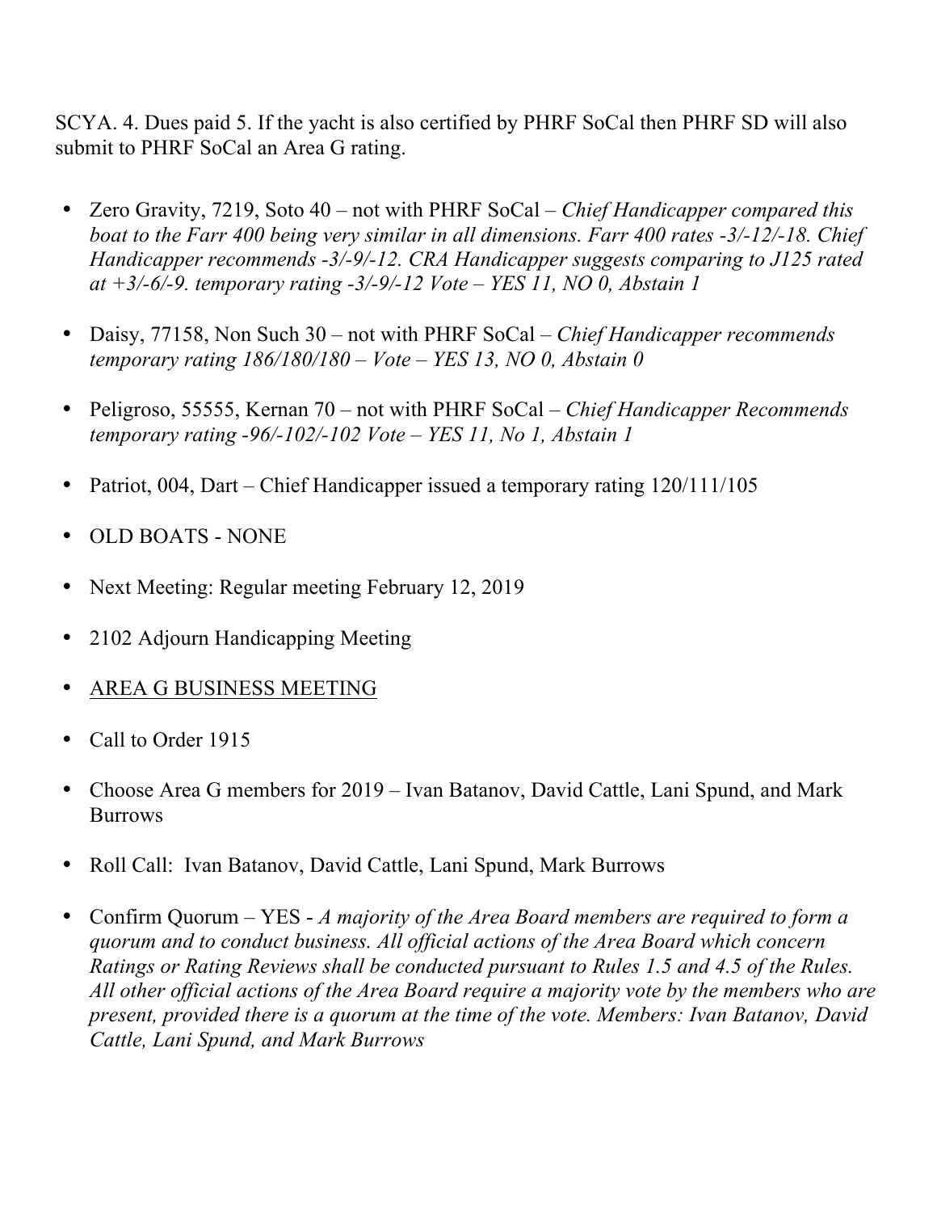SCYA. 4. Dues paid 5. If the yacht is also certified by PHRF SoCal then PHRF SD will also submit to PHRF SoCal an Area G rating.

- Zero Gravity, 7219, Soto 40 – not with PHRF SoCal – *Chief Handicapper compared this boat to the Farr 400 being very similar in all dimensions. Farr 400 rates -3/-12/-18. Chief Handicapper recommends -3/-9/-12. CRA Handicapper suggests comparing to J125 rated at +3/-6/-9. temporary rating -3/-9/-12 Vote – YES 11, NO 0, Abstain 1*
- Daisy, 77158, Non Such 30 – not with PHRF SoCal – *Chief Handicapper recommends temporary rating 186/180/180 – Vote – YES 13, NO 0, Abstain 0*
- Peligroso, 55555, Kernan 70 – not with PHRF SoCal – *Chief Handicapper Recommends temporary rating -96/-102/-102 Vote – YES 11, No 1, Abstain 1*
- Patriot, 004, Dart – Chief Handicapper issued a temporary rating 120/111/105
- OLD BOATS - NONE
- Next Meeting: Regular meeting February 12, 2019
- 2102 Adjourn Handicapping Meeting
- <u>AREA G BUSINESS MEETING</u>
- Call to Order 1915
- Choose Area G members for 2019 – Ivan Batanov, David Cattle, Lani Spund, and Mark Burrows
- Roll Call: Ivan Batanov, David Cattle, Lani Spund, Mark Burrows
- Confirm Quorum – YES - *A majority of the Area Board members are required to form a quorum and to conduct business. All official actions of the Area Board which concern Ratings or Rating Reviews shall be conducted pursuant to Rules 1.5 and 4.5 of the Rules. All other official actions of the Area Board require a majority vote by the members who are present, provided there is a quorum at the time of the vote. Members: Ivan Batanov, David Cattle, Lani Spund, and Mark Burrows*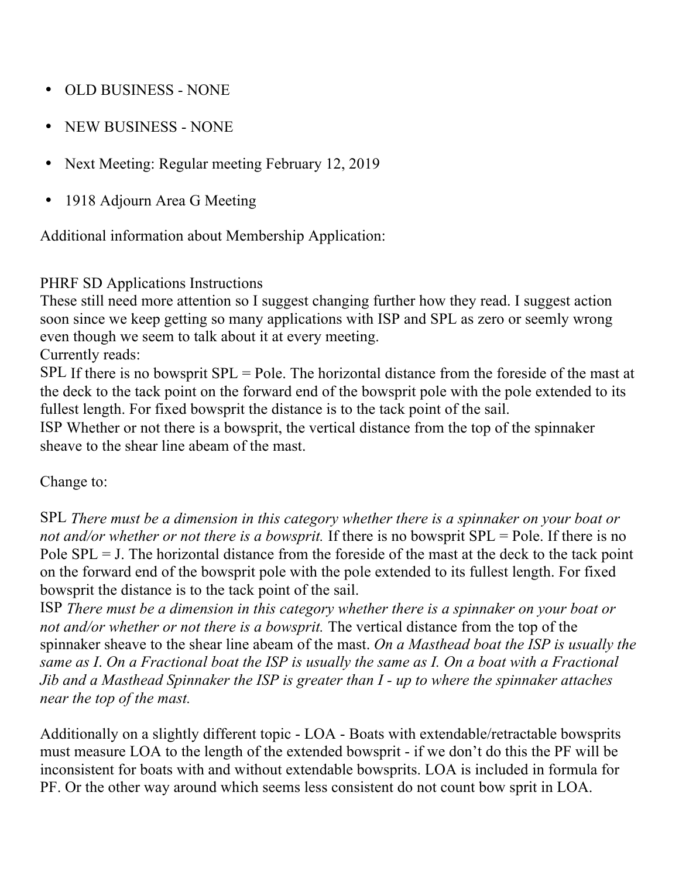- OLD BUSINESS - NONE
- NEW BUSINESS - NONE
- Next Meeting: Regular meeting February 12, 2019
- 1918 Adjourn Area G Meeting

Additional information about Membership Application:

PHRF SD Applications Instructions
These still need more attention so I suggest changing further how they read. I suggest action soon since we keep getting so many applications with ISP and SPL as zero or seemly wrong even though we seem to talk about it at every meeting.
Currently reads:
SPL If there is no bowsprit SPL = Pole. The horizontal distance from the foreside of the mast at the deck to the tack point on the forward end of the bowsprit pole with the pole extended to its fullest length. For fixed bowsprit the distance is to the tack point of the sail.
ISP Whether or not there is a bowsprit, the vertical distance from the top of the spinnaker sheave to the shear line abeam of the mast.

Change to:

SPL *There must be a dimension in this category whether there is a spinnaker on your boat or not and/or whether or not there is a bowsprit.* If there is no bowsprit SPL = Pole. If there is no Pole SPL = J. The horizontal distance from the foreside of the mast at the deck to the tack point on the forward end of the bowsprit pole with the pole extended to its fullest length. For fixed bowsprit the distance is to the tack point of the sail.
ISP *There must be a dimension in this category whether there is a spinnaker on your boat or not and/or whether or not there is a bowsprit.* The vertical distance from the top of the spinnaker sheave to the shear line abeam of the mast. *On a Masthead boat the ISP is usually the same as I. On a Fractional boat the ISP is usually the same as I. On a boat with a Fractional Jib and a Masthead Spinnaker the ISP is greater than I - up to where the spinnaker attaches near the top of the mast.*

Additionally on a slightly different topic - LOA - Boats with extendable/retractable bowsprits must measure LOA to the length of the extended bowsprit - if we don't do this the PF will be inconsistent for boats with and without extendable bowsprits. LOA is included in formula for PF. Or the other way around which seems less consistent do not count bow sprit in LOA.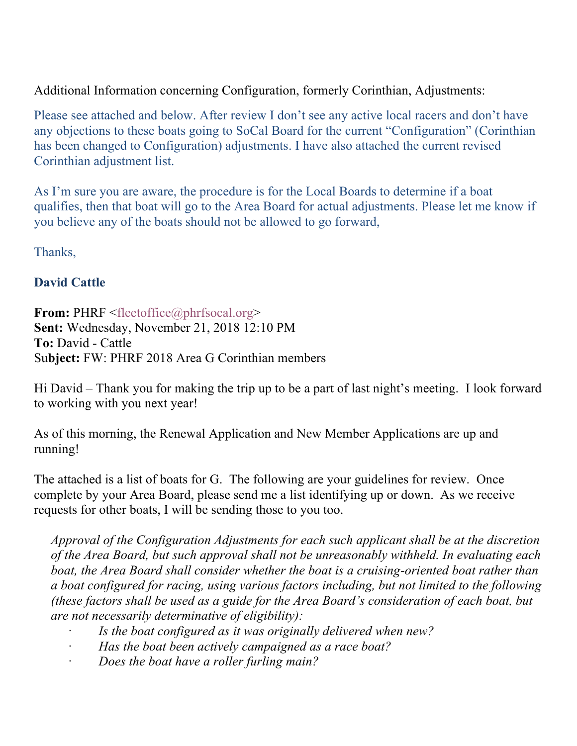Additional Information concerning Configuration, formerly Corinthian, Adjustments:

Please see attached and below. After review I don't see any active local racers and don't have any objections to these boats going to SoCal Board for the current "Configuration" (Corinthian has been changed to Configuration) adjustments. I have also attached the current revised Corinthian adjustment list.

As I'm sure you are aware, the procedure is for the Local Boards to determine if a boat qualifies, then that boat will go to the Area Board for actual adjustments. Please let me know if you believe any of the boats should not be allowed to go forward,

Thanks,

**David Cattle**

**From:** PHRF <fleetoffice@phrfsocal.org>
**Sent:** Wednesday, November 21, 2018 12:10 PM
**To:** David - Cattle
**Subject:** FW: PHRF 2018 Area G Corinthian members

Hi David – Thank you for making the trip up to be a part of last night's meeting. I look forward to working with you next year!

As of this morning, the Renewal Application and New Member Applications are up and running!

The attached is a list of boats for G. The following are your guidelines for review. Once complete by your Area Board, please send me a list identifying up or down. As we receive requests for other boats, I will be sending those to you too.

> *Approval of the Configuration Adjustments for each such applicant shall be at the discretion of the Area Board, but such approval shall not be unreasonably withheld. In evaluating each boat, the Area Board shall consider whether the boat is a cruising-oriented boat rather than a boat configured for racing, using various factors including, but not limited to the following (these factors shall be used as a guide for the Area Board's consideration of each boat, but are not necessarily determinative of eligibility):*
>
> - *Is the boat configured as it was originally delivered when new?*
> - *Has the boat been actively campaigned as a race boat?*
> - *Does the boat have a roller furling main?*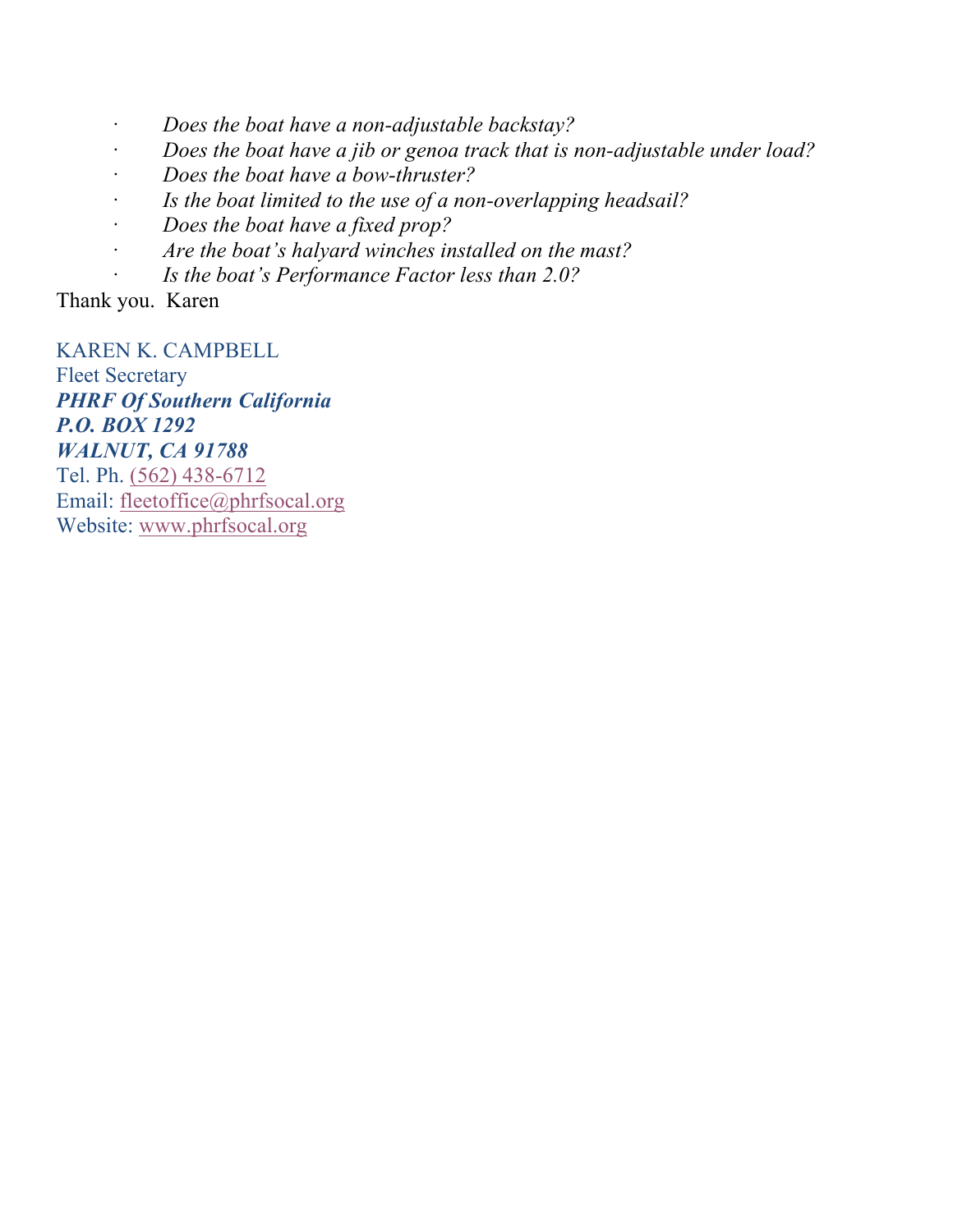- *Does the boat have a non-adjustable backstay?*
- *Does the boat have a jib or genoa track that is non-adjustable under load?*
- *Does the boat have a bow-thruster?*
- *Is the boat limited to the use of a non-overlapping headsail?*
- *Does the boat have a fixed prop?*
- *Are the boat's halyard winches installed on the mast?*
- *Is the boat's Performance Factor less than 2.0?*

Thank you. Karen

KAREN K. CAMPBELL
Fleet Secretary
***PHRF Of Southern California***
***P.O. BOX 1292***
***WALNUT, CA 91788***
Tel. Ph. (562) 438-6712
Email: fleetoffice@phrfsocal.org
Website: www.phrfsocal.org